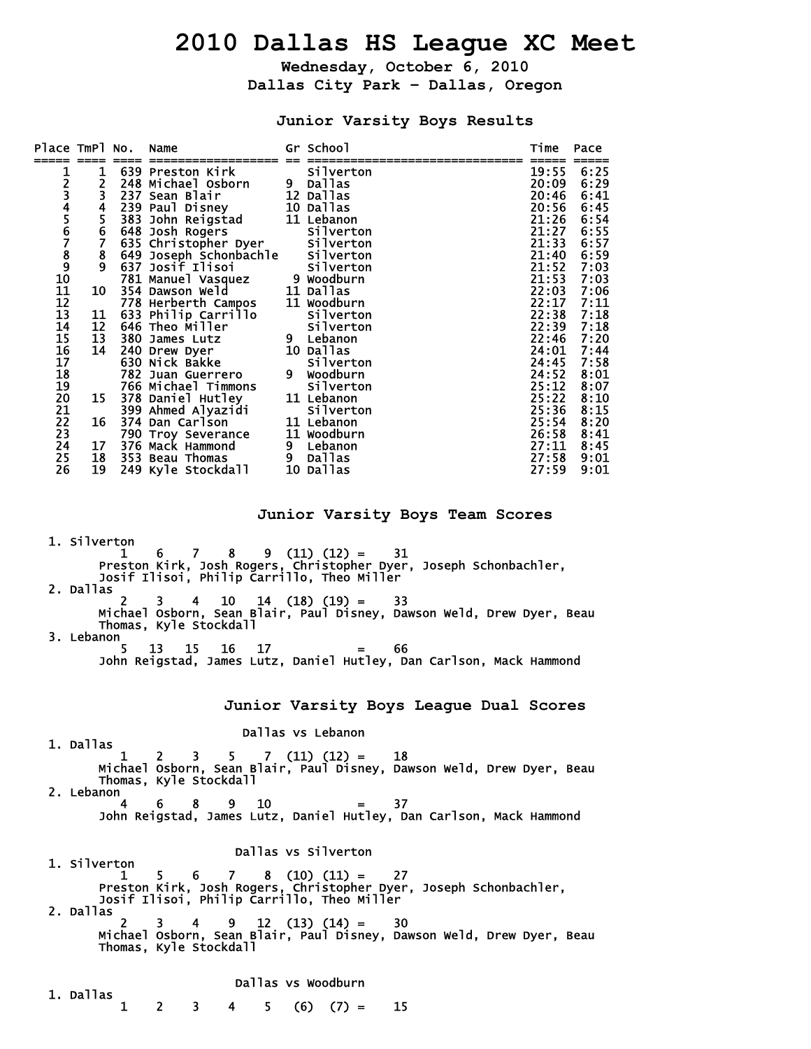# 2010 Dallas HS League XC Meet

**Wednesday, October 6, 2010**

**Dallas City Park - Dallas, Oregon**

## Junior Varsity Boys Results

| Place | TmPl | No. | Name | Gr | School | Time | Pace |
|---|---|---|---|---|---|---|---|
| 1 | 1 | 639 | Preston Kirk | | Silverton | 19:55 | 6:25 |
| 2 | 2 | 248 | Michael Osborn | 9 | Dallas | 20:09 | 6:29 |
| 3 | 3 | 237 | Sean Blair | 12 | Dallas | 20:46 | 6:41 |
| 4 | 4 | 239 | Paul Disney | 10 | Dallas | 20:56 | 6:45 |
| 5 | 5 | 383 | John Reigstad | 11 | Lebanon | 21:26 | 6:54 |
| 6 | 6 | 648 | Josh Rogers | | Silverton | 21:27 | 6:55 |
| 7 | 7 | 635 | Christopher Dyer | | Silverton | 21:33 | 6:57 |
| 8 | 8 | 649 | Joseph Schonbachle | | Silverton | 21:40 | 6:59 |
| 9 | 9 | 637 | Josif Ilisoi | | Silverton | 21:52 | 7:03 |
| 10 | | 781 | Manuel Vasquez | 9 | Woodburn | 21:53 | 7:03 |
| 11 | 10 | 354 | Dawson Weld | 11 | Dallas | 22:03 | 7:06 |
| 12 | | 778 | Herberth Campos | 11 | Woodburn | 22:17 | 7:11 |
| 13 | 11 | 633 | Philip Carrillo | | Silverton | 22:38 | 7:18 |
| 14 | 12 | 646 | Theo Miller | | Silverton | 22:39 | 7:18 |
| 15 | 13 | 380 | James Lutz | 9 | Lebanon | 22:46 | 7:20 |
| 16 | 14 | 240 | Drew Dyer | 10 | Dallas | 24:01 | 7:44 |
| 17 | | 630 | Nick Bakke | | Silverton | 24:45 | 7:58 |
| 18 | | 782 | Juan Guerrero | 9 | Woodburn | 24:52 | 8:01 |
| 19 | | 766 | Michael Timmons | | Silverton | 25:12 | 8:07 |
| 20 | 15 | 378 | Daniel Hutley | 11 | Lebanon | 25:22 | 8:10 |
| 21 | | 399 | Ahmed Alyazidi | | Silverton | 25:36 | 8:15 |
| 22 | 16 | 374 | Dan Carlson | 11 | Lebanon | 25:54 | 8:20 |
| 23 | | 790 | Troy Severance | 11 | Woodburn | 26:58 | 8:41 |
| 24 | 17 | 376 | Mack Hammond | 9 | Lebanon | 27:11 | 8:45 |
| 25 | 18 | 353 | Beau Thomas | 9 | Dallas | 27:58 | 9:01 |
| 26 | 19 | 249 | Kyle Stockdall | 10 | Dallas | 27:59 | 9:01 |

## Junior Varsity Boys Team Scores

1. Silverton
   1 6 7 8 9 (11) (12) = 31
   Preston Kirk, Josh Rogers, Christopher Dyer, Joseph Schonbachler, Josif Ilisoi, Philip Carrillo, Theo Miller
2. Dallas
   2 3 4 10 14 (18) (19) = 33
   Michael Osborn, Sean Blair, Paul Disney, Dawson Weld, Drew Dyer, Beau Thomas, Kyle Stockdall
3. Lebanon
   5 13 15 16 17 = 66
   John Reigstad, James Lutz, Daniel Hutley, Dan Carlson, Mack Hammond

## Junior Varsity Boys League Dual Scores

### Dallas vs Lebanon

1. Dallas
   1 2 3 5 7 (11) (12) = 18
   Michael Osborn, Sean Blair, Paul Disney, Dawson Weld, Drew Dyer, Beau Thomas, Kyle Stockdall
2. Lebanon
   4 6 8 9 10 = 37
   John Reigstad, James Lutz, Daniel Hutley, Dan Carlson, Mack Hammond

### Dallas vs Silverton

1. Silverton
   1 5 6 7 8 (10) (11) = 27
   Preston Kirk, Josh Rogers, Christopher Dyer, Joseph Schonbachler, Josif Ilisoi, Philip Carrillo, Theo Miller
2. Dallas
   2 3 4 9 12 (13) (14) = 30
   Michael Osborn, Sean Blair, Paul Disney, Dawson Weld, Drew Dyer, Beau Thomas, Kyle Stockdall

### Dallas vs Woodburn

1. Dallas
   1 2 3 4 5 (6) (7) = 15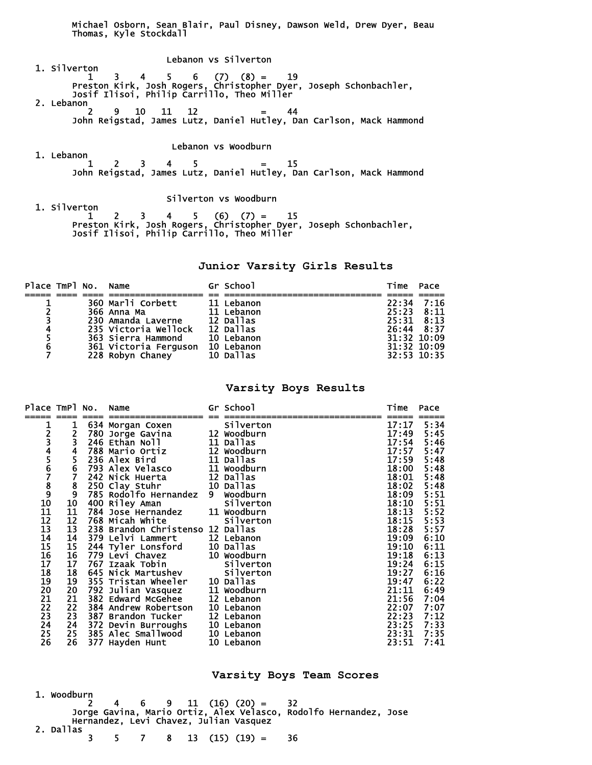Michael Osborn, Sean Blair, Paul Disney, Dawson Weld, Drew Dyer, Beau Thomas, Kyle Stockdall

### Lebanon vs Silverton

1. Silverton
   1 3 4 5 6 (7) (8) = 19
   Preston Kirk, Josh Rogers, Christopher Dyer, Joseph Schonbachler, Josif Ilisoi, Philip Carrillo, Theo Miller
2. Lebanon
   2 9 10 11 12 = 44
   John Reigstad, James Lutz, Daniel Hutley, Dan Carlson, Mack Hammond

### Lebanon vs Woodburn

1. Lebanon
   1 2 3 4 5 = 15
   John Reigstad, James Lutz, Daniel Hutley, Dan Carlson, Mack Hammond

### Silverton vs Woodburn

1. Silverton
   1 2 3 4 5 (6) (7) = 15
   Preston Kirk, Josh Rogers, Christopher Dyer, Joseph Schonbachler, Josif Ilisoi, Philip Carrillo, Theo Miller

## Junior Varsity Girls Results

| Place | TmPl | No. | Name | Gr | School | Time | Pace |
|---|---|---|---|---|---|---|---|
| 1 | | 360 | Marli Corbett | 11 | Lebanon | 22:34 | 7:16 |
| 2 | | 366 | Anna Ma | 11 | Lebanon | 25:23 | 8:11 |
| 3 | | 230 | Amanda Laverne | 12 | Dallas | 25:31 | 8:13 |
| 4 | | 235 | Victoria Wellock | 12 | Dallas | 26:44 | 8:37 |
| 5 | | 363 | Sierra Hammond | 10 | Lebanon | 31:32 | 10:09 |
| 6 | | 361 | Victoria Ferguson | 10 | Lebanon | 31:32 | 10:09 |
| 7 | | 228 | Robyn Chaney | 10 | Dallas | 32:53 | 10:35 |

## Varsity Boys Results

| Place | TmPl | No. | Name | Gr | School | Time | Pace |
|---|---|---|---|---|---|---|---|
| 1 | 1 | 634 | Morgan Coxen | | Silverton | 17:17 | 5:34 |
| 2 | 2 | 780 | Jorge Gavina | 12 | Woodburn | 17:49 | 5:45 |
| 3 | 3 | 246 | Ethan Noll | 11 | Dallas | 17:54 | 5:46 |
| 4 | 4 | 788 | Mario Ortiz | 12 | Woodburn | 17:57 | 5:47 |
| 5 | 5 | 236 | Alex Bird | 11 | Dallas | 17:59 | 5:48 |
| 6 | 6 | 793 | Alex Velasco | 11 | Woodburn | 18:00 | 5:48 |
| 7 | 7 | 242 | Nick Huerta | 12 | Dallas | 18:01 | 5:48 |
| 8 | 8 | 250 | Clay Stuhr | 10 | Dallas | 18:02 | 5:48 |
| 9 | 9 | 785 | Rodolfo Hernandez | 9 | Woodburn | 18:09 | 5:51 |
| 10 | 10 | 400 | Riley Aman | | Silverton | 18:10 | 5:51 |
| 11 | 11 | 784 | Jose Hernandez | 11 | Woodburn | 18:13 | 5:52 |
| 12 | 12 | 768 | Micah White | | Silverton | 18:15 | 5:53 |
| 13 | 13 | 238 | Brandon Christenso | 12 | Dallas | 18:28 | 5:57 |
| 14 | 14 | 379 | Lelvi Lammert | 12 | Lebanon | 19:09 | 6:10 |
| 15 | 15 | 244 | Tyler Lonsford | 10 | Dallas | 19:10 | 6:11 |
| 16 | 16 | 779 | Levi Chavez | 10 | Woodburn | 19:18 | 6:13 |
| 17 | 17 | 767 | Izaak Tobin | | Silverton | 19:24 | 6:15 |
| 18 | 18 | 645 | Nick Martushev | | Silverton | 19:27 | 6:16 |
| 19 | 19 | 355 | Tristan Wheeler | 10 | Dallas | 19:47 | 6:22 |
| 20 | 20 | 792 | Julian Vasquez | 11 | Woodburn | 21:11 | 6:49 |
| 21 | 21 | 382 | Edward McGehee | 12 | Lebanon | 21:56 | 7:04 |
| 22 | 22 | 384 | Andrew Robertson | 10 | Lebanon | 22:07 | 7:07 |
| 23 | 23 | 387 | Brandon Tucker | 12 | Lebanon | 22:23 | 7:12 |
| 24 | 24 | 372 | Devin Burroughs | 10 | Lebanon | 23:25 | 7:33 |
| 25 | 25 | 385 | Alec Smallwood | 10 | Lebanon | 23:31 | 7:35 |
| 26 | 26 | 377 | Hayden Hunt | 10 | Lebanon | 23:51 | 7:41 |

## Varsity Boys Team Scores

1. Woodburn
   2 4 6 9 11 (16) (20) = 32
   Jorge Gavina, Mario Ortiz, Alex Velasco, Rodolfo Hernandez, Jose Hernandez, Levi Chavez, Julian Vasquez
2. Dallas
   3 5 7 8 13 (15) (19) = 36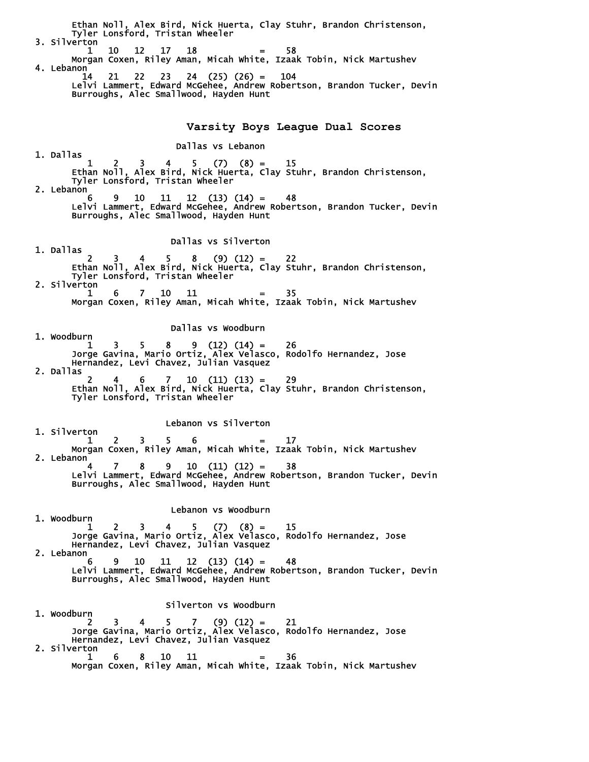Ethan Noll, Alex Bird, Nick Huerta, Clay Stuhr, Brandon Christenson,
Tyler Lonsford, Tristan Wheeler

3. Silverton
   1 10 12 17 18 = 58
   Morgan Coxen, Riley Aman, Micah White, Izaak Tobin, Nick Martushev

4. Lebanon
   14 21 22 23 24 (25) (26) = 104
   Lelvi Lammert, Edward McGehee, Andrew Robertson, Brandon Tucker, Devin Burroughs, Alec Smallwood, Hayden Hunt

## Varsity Boys League Dual Scores

### Dallas vs Lebanon

1. Dallas
   1 2 3 4 5 (7) (8) = 15
   Ethan Noll, Alex Bird, Nick Huerta, Clay Stuhr, Brandon Christenson, Tyler Lonsford, Tristan Wheeler
2. Lebanon
   6 9 10 11 12 (13) (14) = 48
   Lelvi Lammert, Edward McGehee, Andrew Robertson, Brandon Tucker, Devin Burroughs, Alec Smallwood, Hayden Hunt

### Dallas vs Silverton

1. Dallas
   2 3 4 5 8 (9) (12) = 22
   Ethan Noll, Alex Bird, Nick Huerta, Clay Stuhr, Brandon Christenson, Tyler Lonsford, Tristan Wheeler
2. Silverton
   1 6 7 10 11 = 35
   Morgan Coxen, Riley Aman, Micah White, Izaak Tobin, Nick Martushev

### Dallas vs Woodburn

1. Woodburn
   1 3 5 8 9 (12) (14) = 26
   Jorge Gavina, Mario Ortiz, Alex Velasco, Rodolfo Hernandez, Jose Hernandez, Levi Chavez, Julian Vasquez
2. Dallas
   2 4 6 7 10 (11) (13) = 29
   Ethan Noll, Alex Bird, Nick Huerta, Clay Stuhr, Brandon Christenson, Tyler Lonsford, Tristan Wheeler

### Lebanon vs Silverton

1. Silverton
   1 2 3 5 6 = 17
   Morgan Coxen, Riley Aman, Micah White, Izaak Tobin, Nick Martushev
2. Lebanon
   4 7 8 9 10 (11) (12) = 38
   Lelvi Lammert, Edward McGehee, Andrew Robertson, Brandon Tucker, Devin Burroughs, Alec Smallwood, Hayden Hunt

### Lebanon vs Woodburn

1. Woodburn
   1 2 3 4 5 (7) (8) = 15
   Jorge Gavina, Mario Ortiz, Alex Velasco, Rodolfo Hernandez, Jose Hernandez, Levi Chavez, Julian Vasquez
2. Lebanon
   6 9 10 11 12 (13) (14) = 48
   Lelvi Lammert, Edward McGehee, Andrew Robertson, Brandon Tucker, Devin Burroughs, Alec Smallwood, Hayden Hunt

### Silverton vs Woodburn

1. Woodburn
   2 3 4 5 7 (9) (12) = 21
   Jorge Gavina, Mario Ortiz, Alex Velasco, Rodolfo Hernandez, Jose Hernandez, Levi Chavez, Julian Vasquez
2. Silverton
   1 6 8 10 11 = 36
   Morgan Coxen, Riley Aman, Micah White, Izaak Tobin, Nick Martushev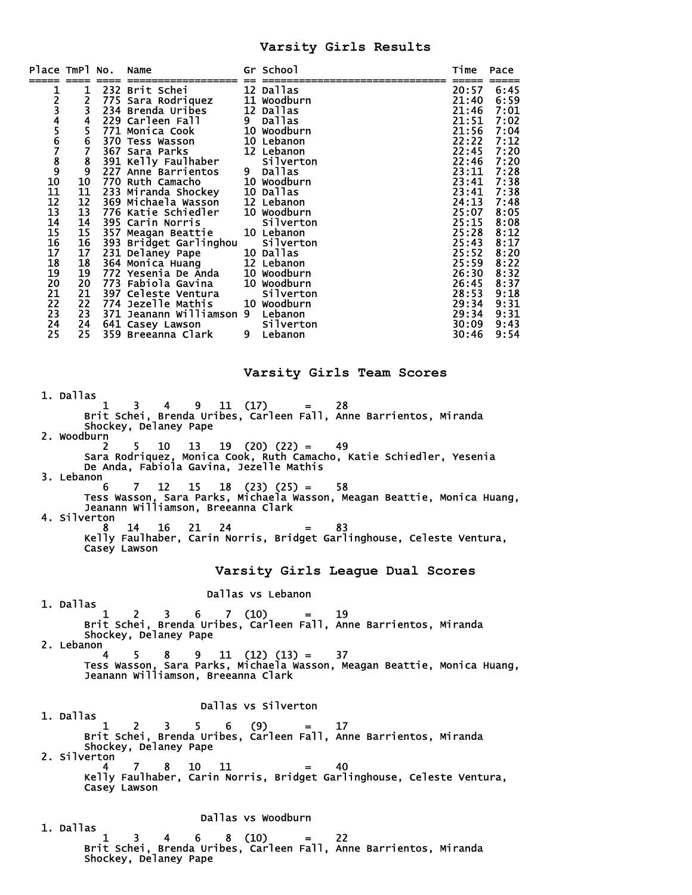# Varsity Girls Results

| Place | TmPl | No. | Name | Gr | School | Time | Pace |
|---|---|---|---|---|---|---|---|
| 1 | 1 | 232 | Brit Schei | 12 | Dallas | 20:57 | 6:45 |
| 2 | 2 | 775 | Sara Rodriquez | 11 | Woodburn | 21:40 | 6:59 |
| 3 | 3 | 234 | Brenda Uribes | 12 | Dallas | 21:46 | 7:01 |
| 4 | 4 | 229 | Carleen Fall | 9 | Dallas | 21:51 | 7:02 |
| 5 | 5 | 771 | Monica Cook | 10 | Woodburn | 21:56 | 7:04 |
| 6 | 6 | 370 | Tess Wasson | 10 | Lebanon | 22:22 | 7:12 |
| 7 | 7 | 367 | Sara Parks | 12 | Lebanon | 22:45 | 7:20 |
| 8 | 8 | 391 | Kelly Faulhaber | | Silverton | 22:46 | 7:20 |
| 9 | 9 | 227 | Anne Barrientos | 9 | Dallas | 23:11 | 7:28 |
| 10 | 10 | 770 | Ruth Camacho | 10 | Woodburn | 23:41 | 7:38 |
| 11 | 11 | 233 | Miranda Shockey | 10 | Dallas | 23:41 | 7:38 |
| 12 | 12 | 369 | Michaela Wasson | 12 | Lebanon | 24:13 | 7:48 |
| 13 | 13 | 776 | Katie Schiedler | 10 | Woodburn | 25:07 | 8:05 |
| 14 | 14 | 395 | Carin Norris | | Silverton | 25:15 | 8:08 |
| 15 | 15 | 357 | Meagan Beattie | 10 | Lebanon | 25:28 | 8:12 |
| 16 | 16 | 393 | Bridget Garlinghou | | Silverton | 25:43 | 8:17 |
| 17 | 17 | 231 | Delaney Pape | 10 | Dallas | 25:52 | 8:20 |
| 18 | 18 | 364 | Monica Huang | 12 | Lebanon | 25:59 | 8:22 |
| 19 | 19 | 772 | Yesenia De Anda | 10 | Woodburn | 26:30 | 8:32 |
| 20 | 20 | 773 | Fabiola Gavina | 10 | Woodburn | 26:45 | 8:37 |
| 21 | 21 | 397 | Celeste Ventura | | Silverton | 28:53 | 9:18 |
| 22 | 22 | 774 | Jezelle Mathis | 10 | Woodburn | 29:34 | 9:31 |
| 23 | 23 | 371 | Jeanann Williamson | 9 | Lebanon | 29:34 | 9:31 |
| 24 | 24 | 641 | Casey Lawson | | Silverton | 30:09 | 9:43 |
| 25 | 25 | 359 | Breeanna Clark | 9 | Lebanon | 30:46 | 9:54 |

# Varsity Girls Team Scores

1. Dallas
   1 3 4 9 11 (17) = 28
   Brit Schei, Brenda Uribes, Carleen Fall, Anne Barrientos, Miranda Shockey, Delaney Pape
2. Woodburn
   2 5 10 13 19 (20) (22) = 49
   Sara Rodriquez, Monica Cook, Ruth Camacho, Katie Schiedler, Yesenia De Anda, Fabiola Gavina, Jezelle Mathis
3. Lebanon
   6 7 12 15 18 (23) (25) = 58
   Tess Wasson, Sara Parks, Michaela Wasson, Meagan Beattie, Monica Huang, Jeanann Williamson, Breeanna Clark
4. Silverton
   8 14 16 21 24 = 83
   Kelly Faulhaber, Carin Norris, Bridget Garlinghouse, Celeste Ventura, Casey Lawson

# Varsity Girls League Dual Scores

## Dallas vs Lebanon

1. Dallas
   1 2 3 6 7 (10) = 19
   Brit Schei, Brenda Uribes, Carleen Fall, Anne Barrientos, Miranda Shockey, Delaney Pape
2. Lebanon
   4 5 8 9 11 (12) (13) = 37
   Tess Wasson, Sara Parks, Michaela Wasson, Meagan Beattie, Monica Huang, Jeanann Williamson, Breeanna Clark

## Dallas vs Silverton

1. Dallas
   1 2 3 5 6 (9) = 17
   Brit Schei, Brenda Uribes, Carleen Fall, Anne Barrientos, Miranda Shockey, Delaney Pape
2. Silverton
   4 7 8 10 11 = 40
   Kelly Faulhaber, Carin Norris, Bridget Garlinghouse, Celeste Ventura, Casey Lawson

## Dallas vs Woodburn

1. Dallas
   1 3 4 6 8 (10) = 22
   Brit Schei, Brenda Uribes, Carleen Fall, Anne Barrientos, Miranda Shockey, Delaney Pape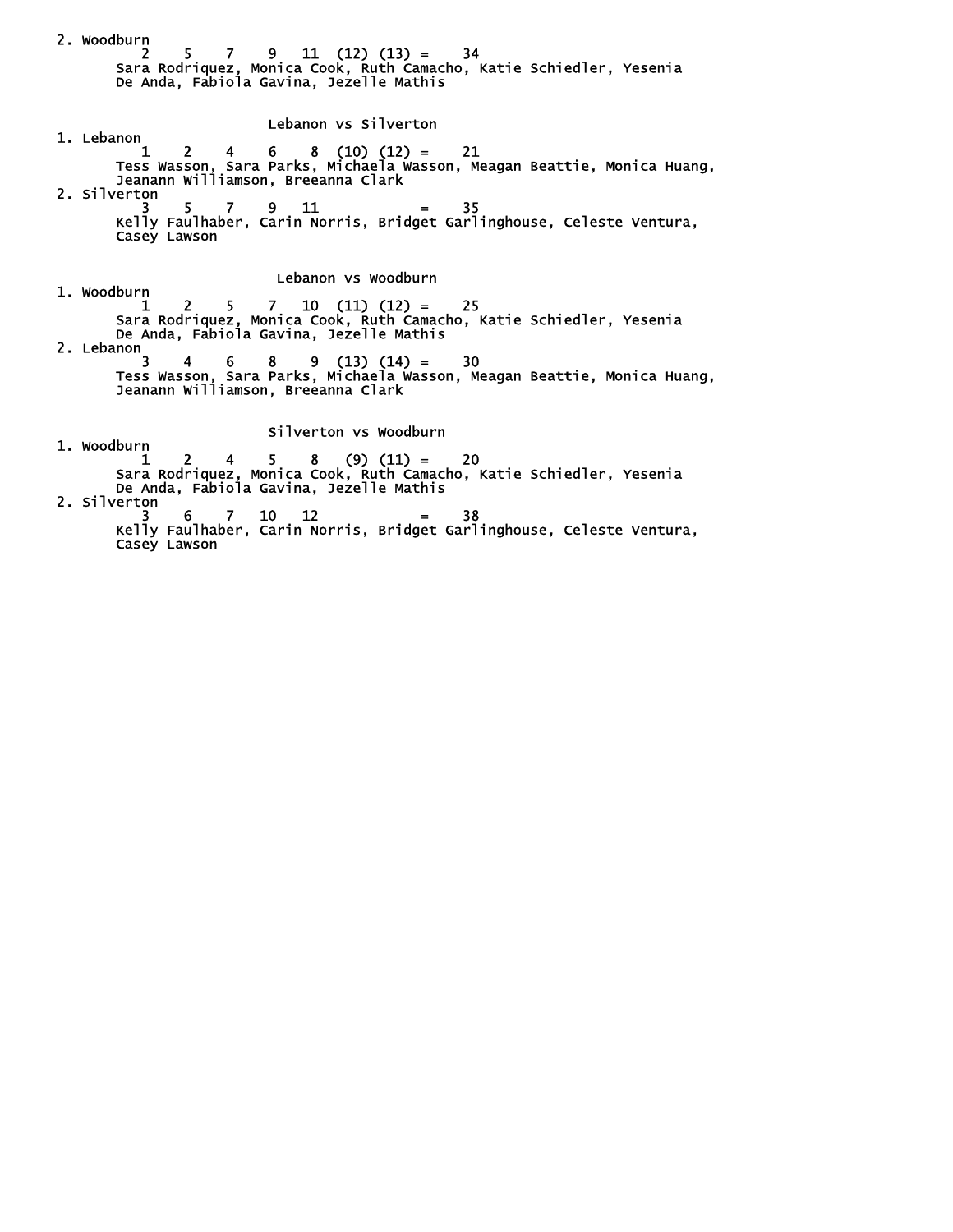```
2. Woodburn
         2    5    7    9   11  (12) (13) =    34
      Sara Rodriquez, Monica Cook, Ruth Camacho, Katie Schiedler, Yesenia
      De Anda, Fabiola Gavina, Jezelle Mathis


                          Lebanon vs Silverton
1. Lebanon
         1    2    4    6    8  (10) (12) =    21
      Tess Wasson, Sara Parks, Michaela Wasson, Meagan Beattie, Monica Huang,
      Jeanann Williamson, Breeanna Clark
2. Silverton
         3    5    7    9   11            =    35
      Kelly Faulhaber, Carin Norris, Bridget Garlinghouse, Celeste Ventura,
      Casey Lawson


                           Lebanon vs Woodburn
1. Woodburn
         1    2    5    7   10  (11) (12) =    25
      Sara Rodriquez, Monica Cook, Ruth Camacho, Katie Schiedler, Yesenia
      De Anda, Fabiola Gavina, Jezelle Mathis
2. Lebanon
         3    4    6    8    9  (13) (14) =    30
      Tess Wasson, Sara Parks, Michaela Wasson, Meagan Beattie, Monica Huang,
      Jeanann Williamson, Breeanna Clark


                          Silverton vs Woodburn
1. Woodburn
         1    2    4    5    8   (9) (11) =    20
      Sara Rodriquez, Monica Cook, Ruth Camacho, Katie Schiedler, Yesenia
      De Anda, Fabiola Gavina, Jezelle Mathis
2. Silverton
         3    6    7   10   12            =    38
      Kelly Faulhaber, Carin Norris, Bridget Garlinghouse, Celeste Ventura,
      Casey Lawson
```